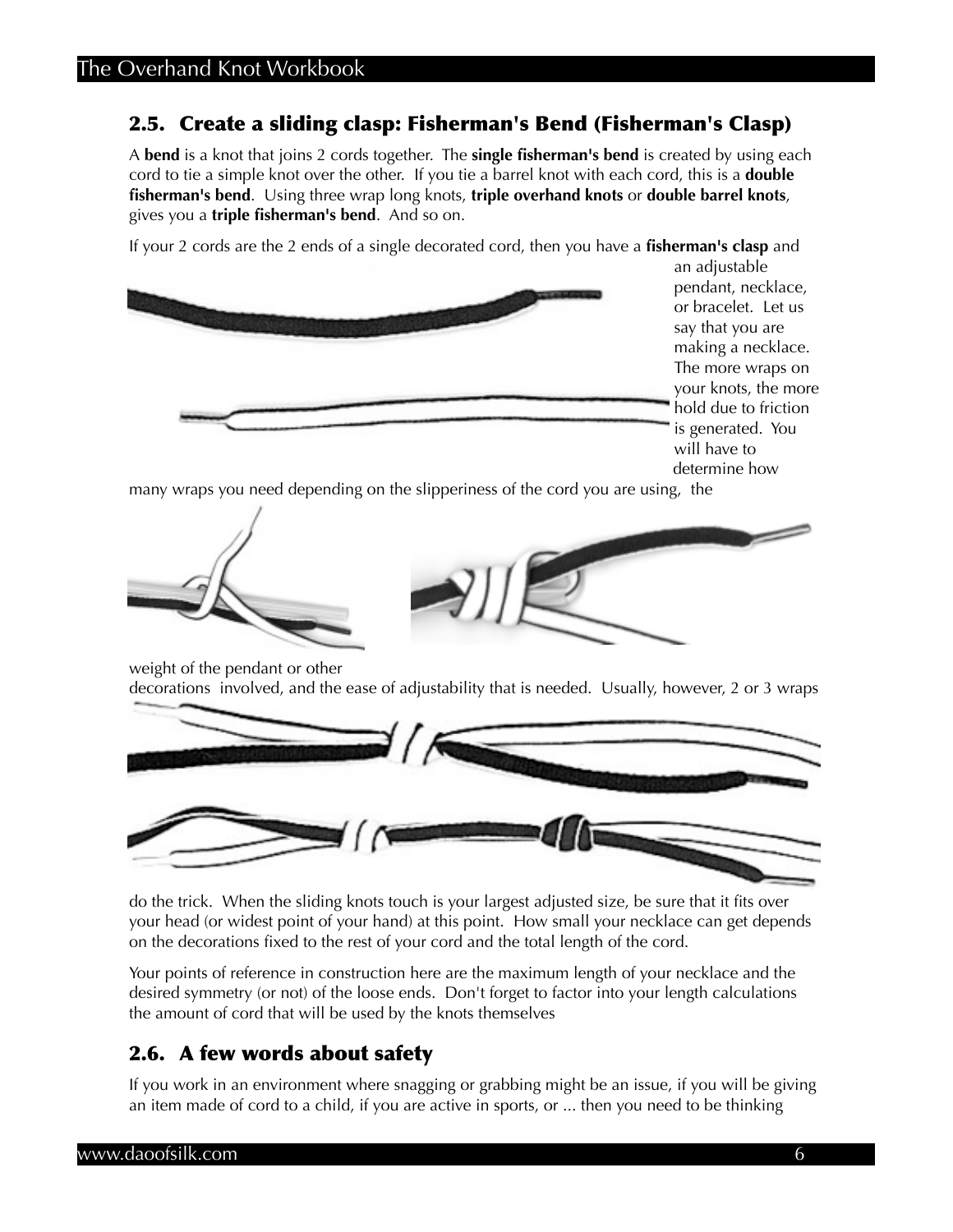## 2.5. Create a sliding clasp: Fisherman's Bend (Fisherman's Clasp)

A **bend** is a knot that joins 2 cords together. The **single fisherman's bend** is created by using each cord to tie a simple knot over the other. If you tie a barrel knot with each cord, this is a **double fisherman's bend**. Using three wrap long knots, **triple overhand knots** or **double barrel knots**, gives you a **triple fisherman's bend**. And so on.

If your 2 cords are the 2 ends of a single decorated cord, then you have a **fisherman's clasp** and an adjustable pendant, necklace, or bracelet. Let us say that you are making a necklace. The more wraps on your knots, the more hold due to friction is generated. You will have to determine how many wraps you need depending on the slipperiness of the cord you are using, the weight of the pendant or other decorations involved, and the ease of adjustability that is needed. Usually, however, 2 or 3 wraps do the trick. When the sliding knots touch is your largest adjusted size, be sure that it fits over your head (or widest point of your hand) at this point. How small your necklace can get depends on the decorations fixed to the rest of your cord and the total length of the cord.

Your points of reference in construction here are the maximum length of your necklace and the desired symmetry (or not) of the loose ends. Don't forget to factor into your length calculations the amount of cord that will be used by the knots themselves

## 2.6. A few words about safety

If you work in an environment where snagging or grabbing might be an issue, if you will be giving an item made of cord to a child, if you are active in sports, or ... then you need to be thinking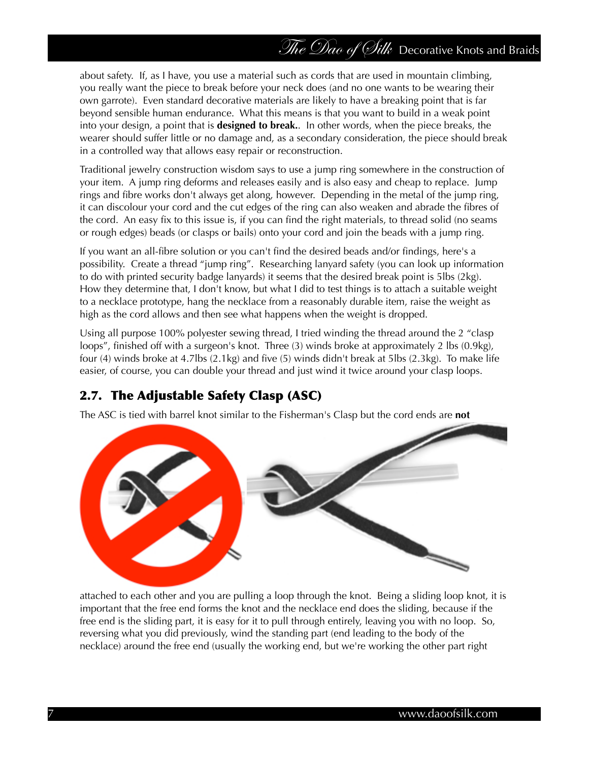about safety. If, as I have, you use a material such as cords that are used in mountain climbing, you really want the piece to break before your neck does (and no one wants to be wearing their own garrote). Even standard decorative materials are likely to have a breaking point that is far beyond sensible human endurance. What this means is that you want to build in a weak point into your design, a point that is **designed to break.**. In other words, when the piece breaks, the wearer should suffer little or no damage and, as a secondary consideration, the piece should break in a controlled way that allows easy repair or reconstruction.

Traditional jewelry construction wisdom says to use a jump ring somewhere in the construction of your item. A jump ring deforms and releases easily and is also easy and cheap to replace. Jump rings and fibre works don't always get along, however. Depending in the metal of the jump ring, it can discolour your cord and the cut edges of the ring can also weaken and abrade the fibres of the cord. An easy fix to this issue is, if you can find the right materials, to thread solid (no seams or rough edges) beads (or clasps or bails) onto your cord and join the beads with a jump ring.

If you want an all-fibre solution or you can't find the desired beads and/or findings, here's a possibility. Create a thread "jump ring". Researching lanyard safety (you can look up information to do with printed security badge lanyards) it seems that the desired break point is 5lbs (2kg). How they determine that, I don't know, but what I did to test things is to attach a suitable weight to a necklace prototype, hang the necklace from a reasonably durable item, raise the weight as high as the cord allows and then see what happens when the weight is dropped.

Using all purpose 100% polyester sewing thread, I tried winding the thread around the 2 "clasp loops", finished off with a surgeon's knot. Three (3) winds broke at approximately 2 lbs (0.9kg), four (4) winds broke at 4.7lbs (2.1kg) and five (5) winds didn't break at 5lbs (2.3kg). To make life easier, of course, you can double your thread and just wind it twice around your clasp loops.

## 2.7. The Adjustable Safety Clasp (ASC)

The ASC is tied with barrel knot similar to the Fisherman's Clasp but the cord ends are **not** attached to each other and you are pulling a loop through the knot. Being a sliding loop knot, it is important that the free end forms the knot and the necklace end does the sliding, because if the free end is the sliding part, it is easy for it to pull through entirely, leaving you with no loop. So, reversing what you did previously, wind the standing part (end leading to the body of the necklace) around the free end (usually the working end, but we're working the other part right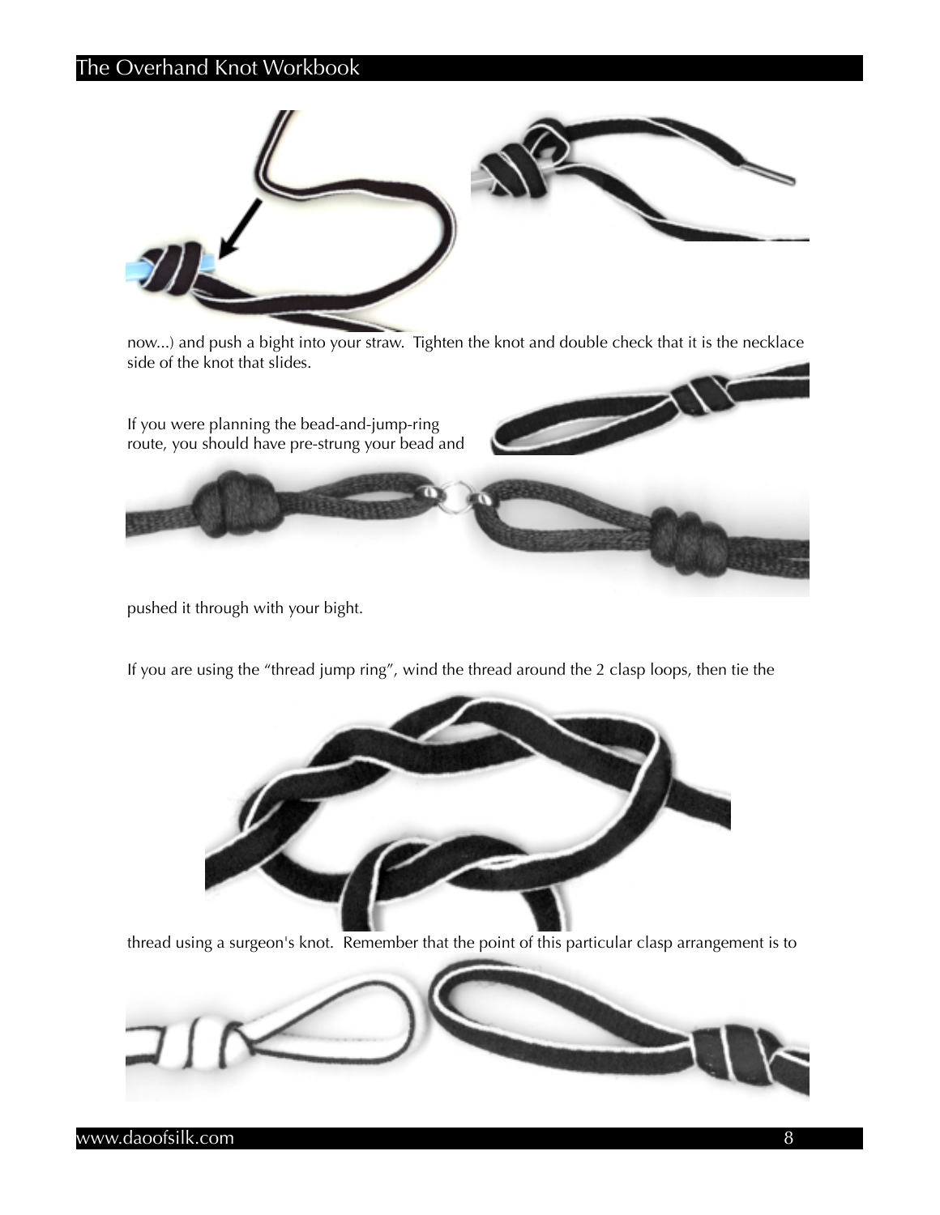now...) and push a bight into your straw. Tighten the knot and double check that it is the necklace side of the knot that slides.

If you were planning the bead-and-jump-ring route, you should have pre-strung your bead and pushed it through with your bight.

If you are using the "thread jump ring", wind the thread around the 2 clasp loops, then tie the thread using a surgeon's knot. Remember that the point of this particular clasp arrangement is to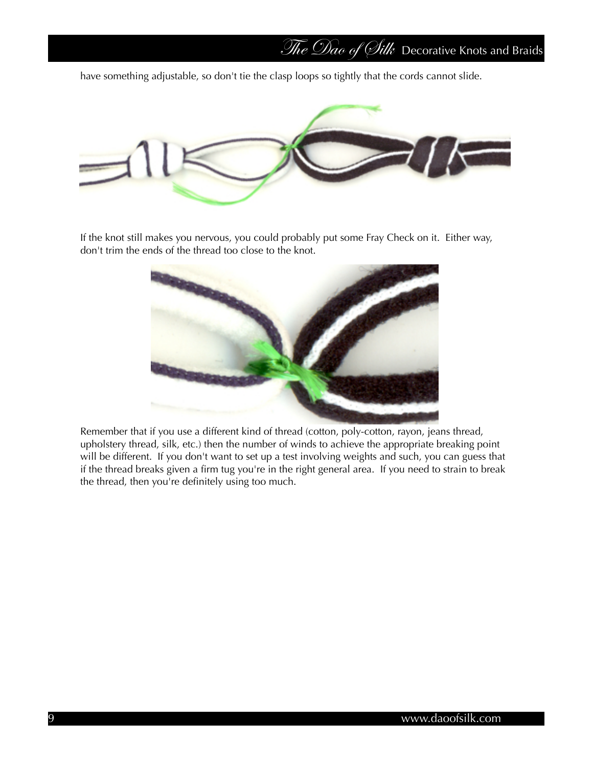have something adjustable, so don't tie the clasp loops so tightly that the cords cannot slide.

If the knot still makes you nervous, you could probably put some Fray Check on it. Either way, don't trim the ends of the thread too close to the knot.

Remember that if you use a different kind of thread (cotton, poly-cotton, rayon, jeans thread, upholstery thread, silk, etc.) then the number of winds to achieve the appropriate breaking point will be different. If you don't want to set up a test involving weights and such, you can guess that if the thread breaks given a firm tug you're in the right general area. If you need to strain to break the thread, then you're definitely using too much.